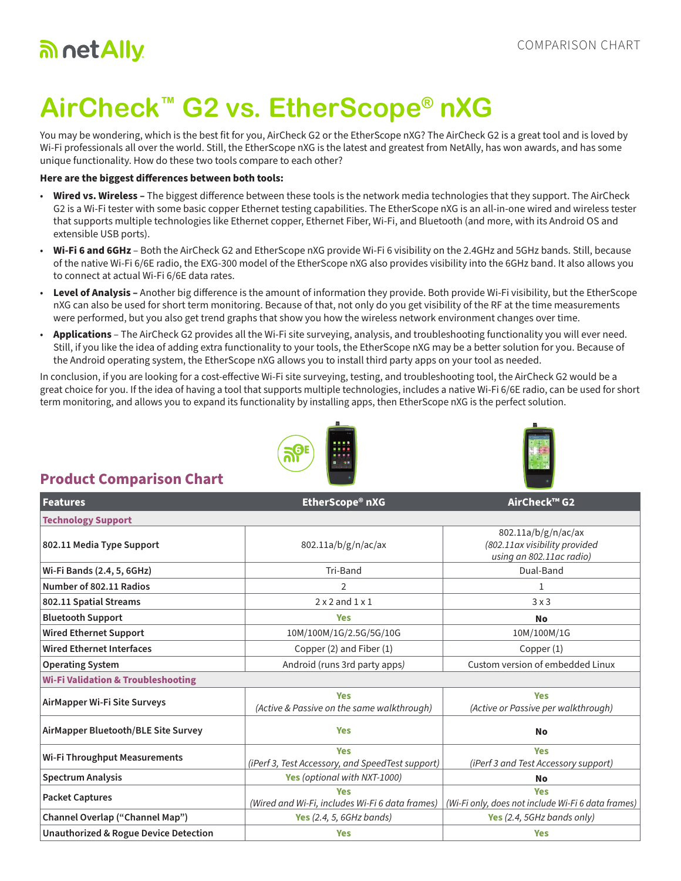# AirCheck™ G2 vs. EtherScope® nXG

You may be wondering, which is the best fit for you, AirCheck G2 or the EtherScope nXG? The AirCheck G2 is a great tool and is loved by Wi-Fi professionals all over the world. Still, the EtherScope nXG is the latest and greatest from NetAlly, has won awards, and has some unique functionality. How do these two tools compare to each other?

**Here are the biggest differences between both tools:**

- **Wired vs. Wireless –** The biggest difference between these tools is the network media technologies that they support. The AirCheck G2 is a Wi-Fi tester with some basic copper Ethernet testing capabilities. The EtherScope nXG is an all-in-one wired and wireless tester that supports multiple technologies like Ethernet copper, Ethernet Fiber, Wi-Fi, and Bluetooth (and more, with its Android OS and extensible USB ports).
- **Wi-Fi 6 and 6GHz** – Both the AirCheck G2 and EtherScope nXG provide Wi-Fi 6 visibility on the 2.4GHz and 5GHz bands. Still, because of the native Wi-Fi 6/6E radio, the EXG-300 model of the EtherScope nXG also provides visibility into the 6GHz band. It also allows you to connect at actual Wi-Fi 6/6E data rates.
- **Level of Analysis –** Another big difference is the amount of information they provide. Both provide Wi-Fi visibility, but the EtherScope nXG can also be used for short term monitoring. Because of that, not only do you get visibility of the RF at the time measurements were performed, but you also get trend graphs that show you how the wireless network environment changes over time.
- **Applications** – The AirCheck G2 provides all the Wi-Fi site surveying, analysis, and troubleshooting functionality you will ever need. Still, if you like the idea of adding extra functionality to your tools, the EtherScope nXG may be a better solution for you. Because of the Android operating system, the EtherScope nXG allows you to install third party apps on your tool as needed.

In conclusion, if you are looking for a cost-effective Wi-Fi site surveying, testing, and troubleshooting tool, the AirCheck G2 would be a great choice for you. If the idea of having a tool that supports multiple technologies, includes a native Wi-Fi 6/6E radio, can be used for short term monitoring, and allows you to expand its functionality by installing apps, then EtherScope nXG is the perfect solution.

## Product Comparison Chart

| Features | EtherScope® nXG | AirCheck™ G2 |
|---|---|---|
| **Technology Support** | | |
| 802.11 Media Type Support | 802.11a/b/g/n/ac/ax | 802.11a/b/g/n/ac/ax *(802.11ax visibility provided using an 802.11ac radio)* |
| Wi-Fi Bands (2.4, 5, 6GHz) | Tri-Band | Dual-Band |
| Number of 802.11 Radios | 2 | 1 |
| 802.11 Spatial Streams | 2 x 2 and 1 x 1 | 3 x 3 |
| Bluetooth Support | Yes | **No** |
| Wired Ethernet Support | 10M/100M/1G/2.5G/5G/10G | 10M/100M/1G |
| Wired Ethernet Interfaces | Copper (2) and Fiber (1) | Copper (1) |
| Operating System | Android (runs 3rd party apps) | Custom version of embedded Linux |
| **Wi-Fi Validation & Troubleshooting** | | |
| AirMapper Wi-Fi Site Surveys | Yes *(Active & Passive on the same walkthrough)* | Yes *(Active or Passive per walkthrough)* |
| AirMapper Bluetooth/BLE Site Survey | Yes | **No** |
| Wi-Fi Throughput Measurements | Yes *(iPerf 3, Test Accessory, and SpeedTest support)* | Yes *(iPerf 3 and Test Accessory support)* |
| Spectrum Analysis | Yes *(optional with NXT-1000)* | **No** |
| Packet Captures | Yes *(Wired and Wi-Fi, includes Wi-Fi 6 data frames)* | Yes *(Wi-Fi only, does not include Wi-Fi 6 data frames)* |
| Channel Overlap ("Channel Map") | Yes *(2.4, 5, 6GHz bands)* | Yes *(2.4, 5GHz bands only)* |
| Unauthorized & Rogue Device Detection | Yes | Yes |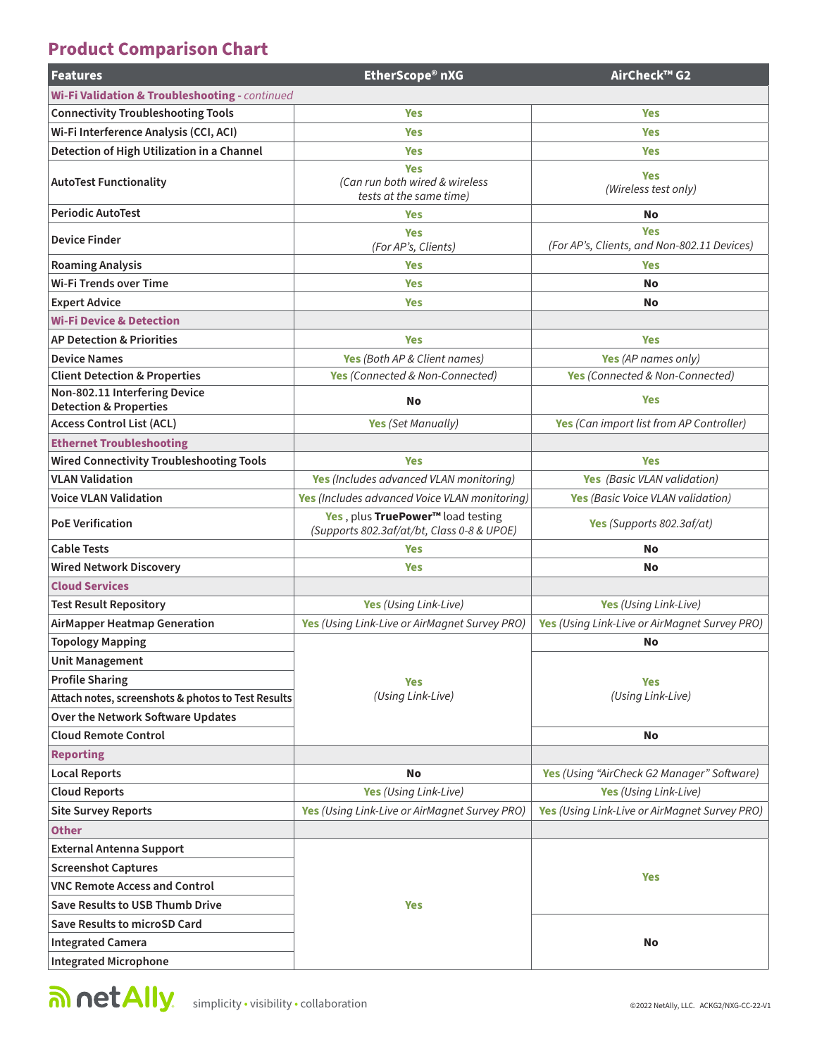## Product Comparison Chart

| Features | EtherScope® nXG | AirCheck™ G2 |
|---|---|---|
| **Wi-Fi Validation & Troubleshooting** - *continued* | | |
| Connectivity Troubleshooting Tools | Yes | Yes |
| Wi-Fi Interference Analysis (CCI, ACI) | Yes | Yes |
| Detection of High Utilization in a Channel | Yes | Yes |
| AutoTest Functionality | Yes *(Can run both wired & wireless tests at the same time)* | Yes *(Wireless test only)* |
| Periodic AutoTest | Yes | No |
| Device Finder | Yes *(For AP's, Clients)* | Yes *(For AP's, Clients, and Non-802.11 Devices)* |
| Roaming Analysis | Yes | Yes |
| Wi-Fi Trends over Time | Yes | No |
| Expert Advice | Yes | No |
| **Wi-Fi Device & Detection** | | |
| AP Detection & Priorities | Yes | Yes |
| Device Names | Yes *(Both AP & Client names)* | Yes *(AP names only)* |
| Client Detection & Properties | Yes *(Connected & Non-Connected)* | Yes *(Connected & Non-Connected)* |
| Non-802.11 Interfering Device Detection & Properties | No | Yes |
| Access Control List (ACL) | Yes *(Set Manually)* | Yes *(Can import list from AP Controller)* |
| **Ethernet Troubleshooting** | | |
| Wired Connectivity Troubleshooting Tools | Yes | Yes |
| VLAN Validation | Yes *(Includes advanced VLAN monitoring)* | Yes *(Basic VLAN validation)* |
| Voice VLAN Validation | Yes *(Includes advanced Voice VLAN monitoring)* | Yes *(Basic Voice VLAN validation)* |
| PoE Verification | Yes, plus **TruePower™** load testing *(Supports 802.3af/at/bt, Class 0-8 & UPOE)* | Yes *(Supports 802.3af/at)* |
| Cable Tests | Yes | No |
| Wired Network Discovery | Yes | No |
| **Cloud Services** | | |
| Test Result Repository | Yes *(Using Link-Live)* | Yes *(Using Link-Live)* |
| AirMapper Heatmap Generation | Yes *(Using Link-Live or AirMagnet Survey PRO)* | Yes *(Using Link-Live or AirMagnet Survey PRO)* |
| Topology Mapping | Yes *(Using Link-Live)* | No |
| Unit Management | Yes *(Using Link-Live)* | Yes *(Using Link-Live)* |
| Profile Sharing | Yes *(Using Link-Live)* | Yes *(Using Link-Live)* |
| Attach notes, screenshots & photos to Test Results | Yes *(Using Link-Live)* | Yes *(Using Link-Live)* |
| Over the Network Software Updates | Yes *(Using Link-Live)* | Yes *(Using Link-Live)* |
| Cloud Remote Control | Yes *(Using Link-Live)* | No |
| **Reporting** | | |
| Local Reports | No | Yes *(Using "AirCheck G2 Manager" Software)* |
| Cloud Reports | Yes *(Using Link-Live)* | Yes *(Using Link-Live)* |
| Site Survey Reports | Yes *(Using Link-Live or AirMagnet Survey PRO)* | Yes *(Using Link-Live or AirMagnet Survey PRO)* |
| **Other** | | |
| External Antenna Support | Yes | Yes |
| Screenshot Captures | Yes | Yes |
| VNC Remote Access and Control | Yes | Yes |
| Save Results to USB Thumb Drive | Yes | Yes |
| Save Results to microSD Card | Yes | No |
| Integrated Camera | Yes | No |
| Integrated Microphone | Yes | No |

netAlly simplicity • visibility • collaboration

©2022 NetAlly, LLC. ACKG2/NXG-CC-22-V1